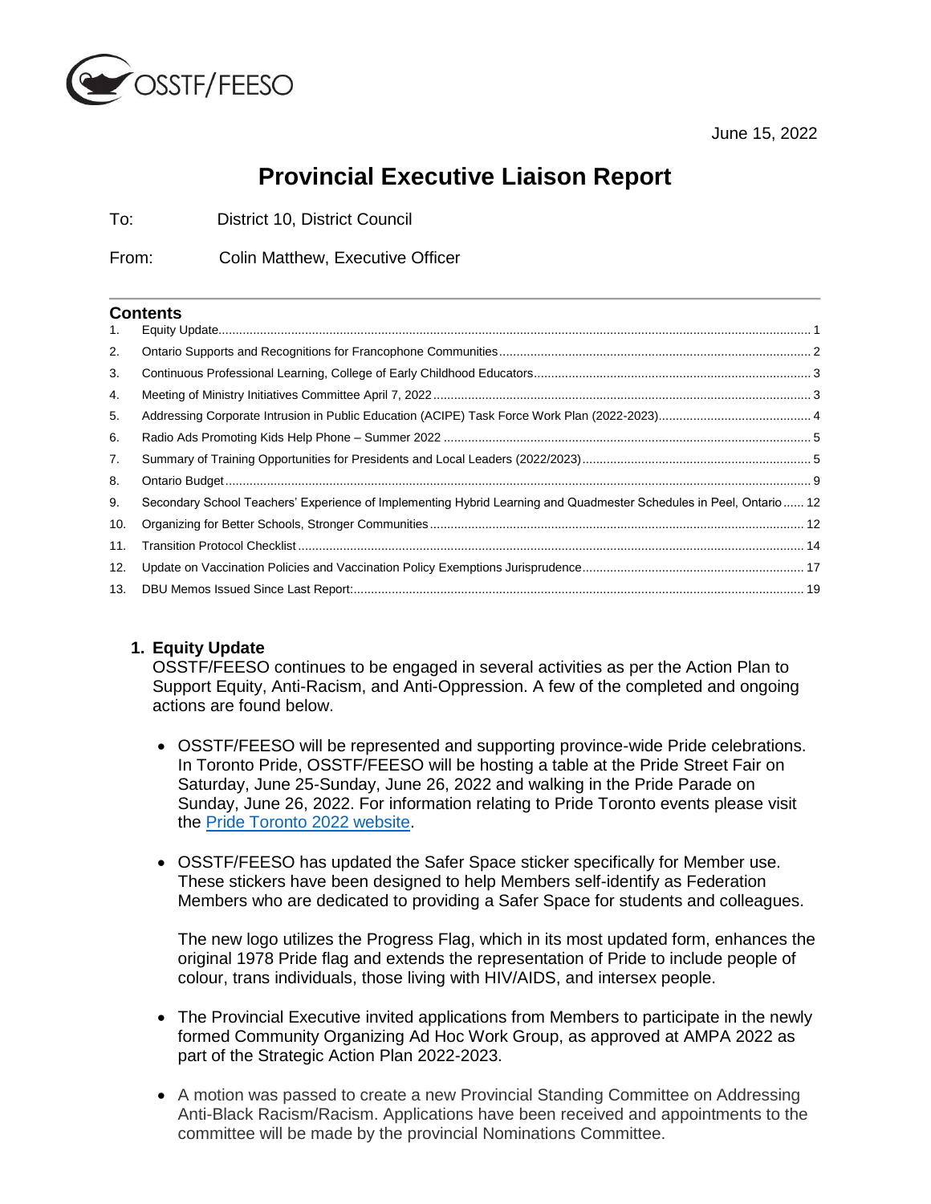OSSTF/FEESO

June 15, 2022

# Provincial Executive Liaison Report

To: District 10, District Council

From: Colin Matthew, Executive Officer

## Contents

1. Equity Update ... 1
2. Ontario Supports and Recognitions for Francophone Communities ... 2
3. Continuous Professional Learning, College of Early Childhood Educators ... 3
4. Meeting of Ministry Initiatives Committee April 7, 2022 ... 3
5. Addressing Corporate Intrusion in Public Education (ACIPE) Task Force Work Plan (2022-2023) ... 4
6. Radio Ads Promoting Kids Help Phone – Summer 2022 ... 5
7. Summary of Training Opportunities for Presidents and Local Leaders (2022/2023) ... 5
8. Ontario Budget ... 9
9. Secondary School Teachers' Experience of Implementing Hybrid Learning and Quadmester Schedules in Peel, Ontario ... 12
10. Organizing for Better Schools, Stronger Communities ... 12
11. Transition Protocol Checklist ... 14
12. Update on Vaccination Policies and Vaccination Policy Exemptions Jurisprudence ... 17
13. DBU Memos Issued Since Last Report: ... 19

## 1. Equity Update

OSSTF/FEESO continues to be engaged in several activities as per the Action Plan to Support Equity, Anti-Racism, and Anti-Oppression. A few of the completed and ongoing actions are found below.

- OSSTF/FEESO will be represented and supporting province-wide Pride celebrations. In Toronto Pride, OSSTF/FEESO will be hosting a table at the Pride Street Fair on Saturday, June 25-Sunday, June 26, 2022 and walking in the Pride Parade on Sunday, June 26, 2022. For information relating to Pride Toronto events please visit the Pride Toronto 2022 website.

- OSSTF/FEESO has updated the Safer Space sticker specifically for Member use. These stickers have been designed to help Members self-identify as Federation Members who are dedicated to providing a Safer Space for students and colleagues.

  The new logo utilizes the Progress Flag, which in its most updated form, enhances the original 1978 Pride flag and extends the representation of Pride to include people of colour, trans individuals, those living with HIV/AIDS, and intersex people.

- The Provincial Executive invited applications from Members to participate in the newly formed Community Organizing Ad Hoc Work Group, as approved at AMPA 2022 as part of the Strategic Action Plan 2022-2023.

- A motion was passed to create a new Provincial Standing Committee on Addressing Anti-Black Racism/Racism. Applications have been received and appointments to the committee will be made by the provincial Nominations Committee.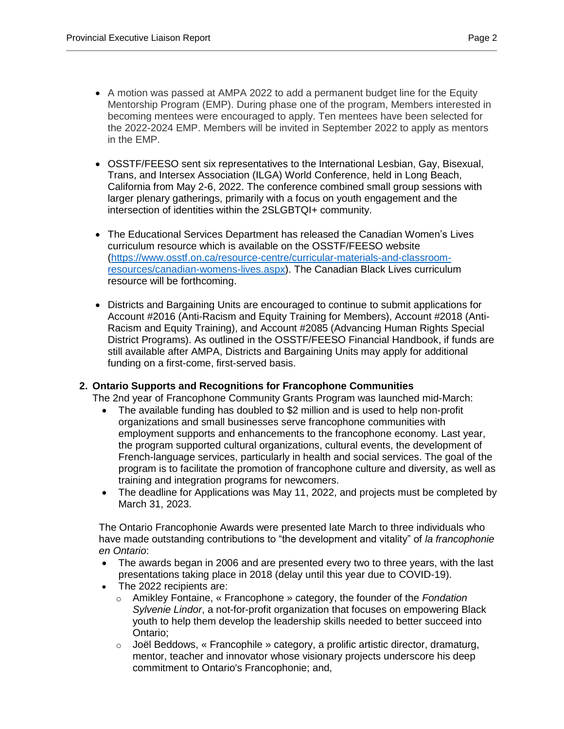- A motion was passed at AMPA 2022 to add a permanent budget line for the Equity Mentorship Program (EMP). During phase one of the program, Members interested in becoming mentees were encouraged to apply. Ten mentees have been selected for the 2022-2024 EMP. Members will be invited in September 2022 to apply as mentors in the EMP.

- OSSTF/FEESO sent six representatives to the International Lesbian, Gay, Bisexual, Trans, and Intersex Association (ILGA) World Conference, held in Long Beach, California from May 2-6, 2022. The conference combined small group sessions with larger plenary gatherings, primarily with a focus on youth engagement and the intersection of identities within the 2SLGBTQI+ community.

- The Educational Services Department has released the Canadian Women's Lives curriculum resource which is available on the OSSTF/FEESO website ([https://www.osstf.on.ca/resource-centre/curricular-materials-and-classroom-resources/canadian-womens-lives.aspx](https://www.osstf.on.ca/resource-centre/curricular-materials-and-classroom-resources/canadian-womens-lives.aspx)). The Canadian Black Lives curriculum resource will be forthcoming.

- Districts and Bargaining Units are encouraged to continue to submit applications for Account #2016 (Anti-Racism and Equity Training for Members), Account #2018 (Anti-Racism and Equity Training), and Account #2085 (Advancing Human Rights Special District Programs). As outlined in the OSSTF/FEESO Financial Handbook, if funds are still available after AMPA, Districts and Bargaining Units may apply for additional funding on a first-come, first-served basis.

**2. Ontario Supports and Recognitions for Francophone Communities**

The 2nd year of Francophone Community Grants Program was launched mid-March:

- The available funding has doubled to $2 million and is used to help non-profit organizations and small businesses serve francophone communities with employment supports and enhancements to the francophone economy. Last year, the program supported cultural organizations, cultural events, the development of French-language services, particularly in health and social services. The goal of the program is to facilitate the promotion of francophone culture and diversity, as well as training and integration programs for newcomers.
- The deadline for Applications was May 11, 2022, and projects must be completed by March 31, 2023.

The Ontario Francophonie Awards were presented late March to three individuals who have made outstanding contributions to "the development and vitality" of *la francophonie en Ontario*:

- The awards began in 2006 and are presented every two to three years, with the last presentations taking place in 2018 (delay until this year due to COVID-19).
- The 2022 recipients are:
  - Amikley Fontaine, « Francophone » category, the founder of the *Fondation Sylvenie Lindor*, a not-for-profit organization that focuses on empowering Black youth to help them develop the leadership skills needed to better succeed into Ontario;
  - Joël Beddows, « Francophile » category, a prolific artistic director, dramaturg, mentor, teacher and innovator whose visionary projects underscore his deep commitment to Ontario's Francophonie; and,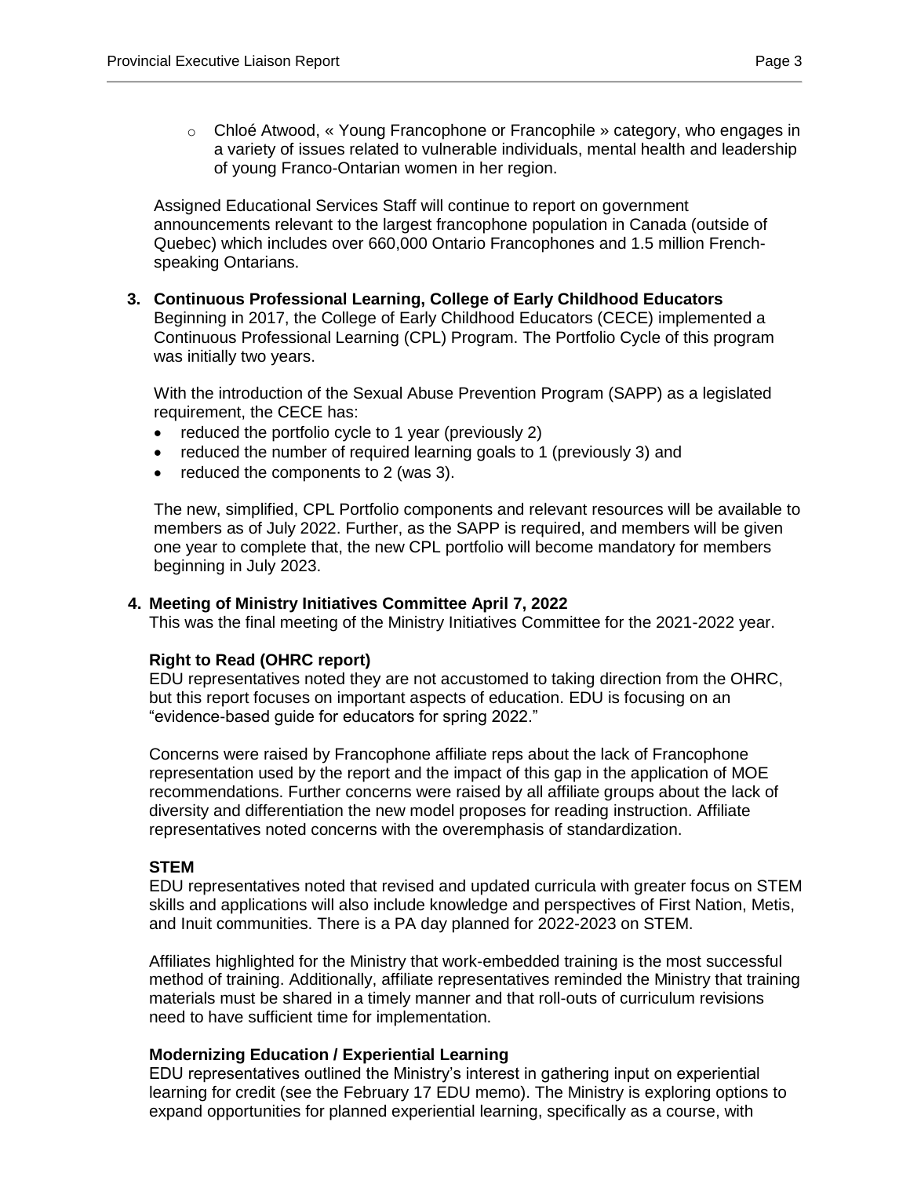- Chloé Atwood, « Young Francophone or Francophile » category, who engages in a variety of issues related to vulnerable individuals, mental health and leadership of young Franco-Ontarian women in her region.

Assigned Educational Services Staff will continue to report on government announcements relevant to the largest francophone population in Canada (outside of Quebec) which includes over 660,000 Ontario Francophones and 1.5 million French-speaking Ontarians.

**3. Continuous Professional Learning, College of Early Childhood Educators**

Beginning in 2017, the College of Early Childhood Educators (CECE) implemented a Continuous Professional Learning (CPL) Program. The Portfolio Cycle of this program was initially two years.

With the introduction of the Sexual Abuse Prevention Program (SAPP) as a legislated requirement, the CECE has:

- reduced the portfolio cycle to 1 year (previously 2)
- reduced the number of required learning goals to 1 (previously 3) and
- reduced the components to 2 (was 3).

The new, simplified, CPL Portfolio components and relevant resources will be available to members as of July 2022. Further, as the SAPP is required, and members will be given one year to complete that, the new CPL portfolio will become mandatory for members beginning in July 2023.

**4. Meeting of Ministry Initiatives Committee April 7, 2022**

This was the final meeting of the Ministry Initiatives Committee for the 2021-2022 year.

**Right to Read (OHRC report)**

EDU representatives noted they are not accustomed to taking direction from the OHRC, but this report focuses on important aspects of education. EDU is focusing on an "evidence-based guide for educators for spring 2022."

Concerns were raised by Francophone affiliate reps about the lack of Francophone representation used by the report and the impact of this gap in the application of MOE recommendations. Further concerns were raised by all affiliate groups about the lack of diversity and differentiation the new model proposes for reading instruction. Affiliate representatives noted concerns with the overemphasis of standardization.

**STEM**

EDU representatives noted that revised and updated curricula with greater focus on STEM skills and applications will also include knowledge and perspectives of First Nation, Metis, and Inuit communities. There is a PA day planned for 2022-2023 on STEM.

Affiliates highlighted for the Ministry that work-embedded training is the most successful method of training. Additionally, affiliate representatives reminded the Ministry that training materials must be shared in a timely manner and that roll-outs of curriculum revisions need to have sufficient time for implementation.

**Modernizing Education / Experiential Learning**

EDU representatives outlined the Ministry's interest in gathering input on experiential learning for credit (see the February 17 EDU memo). The Ministry is exploring options to expand opportunities for planned experiential learning, specifically as a course, with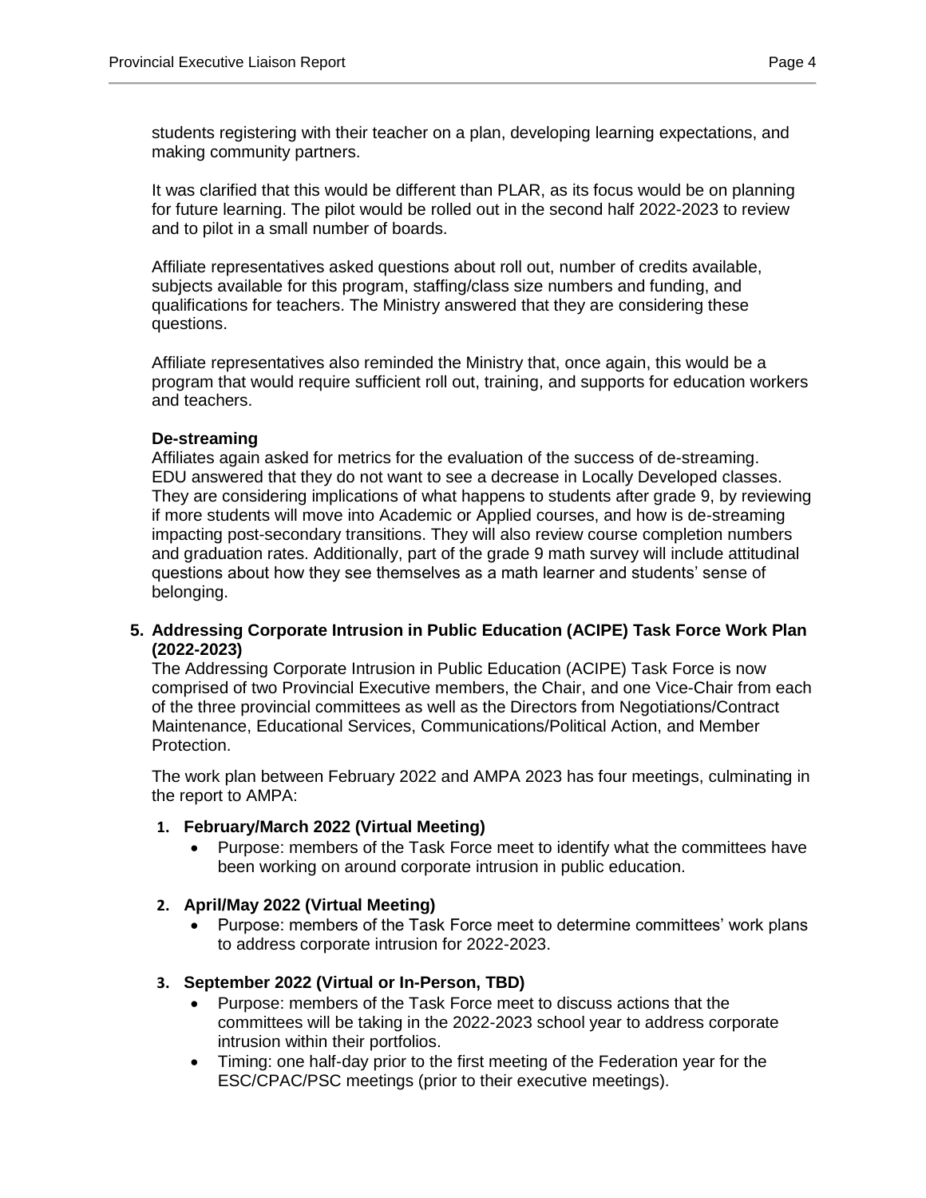students registering with their teacher on a plan, developing learning expectations, and making community partners.

It was clarified that this would be different than PLAR, as its focus would be on planning for future learning. The pilot would be rolled out in the second half 2022-2023 to review and to pilot in a small number of boards.

Affiliate representatives asked questions about roll out, number of credits available, subjects available for this program, staffing/class size numbers and funding, and qualifications for teachers. The Ministry answered that they are considering these questions.

Affiliate representatives also reminded the Ministry that, once again, this would be a program that would require sufficient roll out, training, and supports for education workers and teachers.

**De-streaming**

Affiliates again asked for metrics for the evaluation of the success of de-streaming. EDU answered that they do not want to see a decrease in Locally Developed classes. They are considering implications of what happens to students after grade 9, by reviewing if more students will move into Academic or Applied courses, and how is de-streaming impacting post-secondary transitions. They will also review course completion numbers and graduation rates. Additionally, part of the grade 9 math survey will include attitudinal questions about how they see themselves as a math learner and students' sense of belonging.

## 5. Addressing Corporate Intrusion in Public Education (ACIPE) Task Force Work Plan (2022-2023)

The Addressing Corporate Intrusion in Public Education (ACIPE) Task Force is now comprised of two Provincial Executive members, the Chair, and one Vice-Chair from each of the three provincial committees as well as the Directors from Negotiations/Contract Maintenance, Educational Services, Communications/Political Action, and Member Protection.

The work plan between February 2022 and AMPA 2023 has four meetings, culminating in the report to AMPA:

1. **February/March 2022 (Virtual Meeting)**
   - Purpose: members of the Task Force meet to identify what the committees have been working on around corporate intrusion in public education.

2. **April/May 2022 (Virtual Meeting)**
   - Purpose: members of the Task Force meet to determine committees' work plans to address corporate intrusion for 2022-2023.

3. **September 2022 (Virtual or In-Person, TBD)**
   - Purpose: members of the Task Force meet to discuss actions that the committees will be taking in the 2022-2023 school year to address corporate intrusion within their portfolios.
   - Timing: one half-day prior to the first meeting of the Federation year for the ESC/CPAC/PSC meetings (prior to their executive meetings).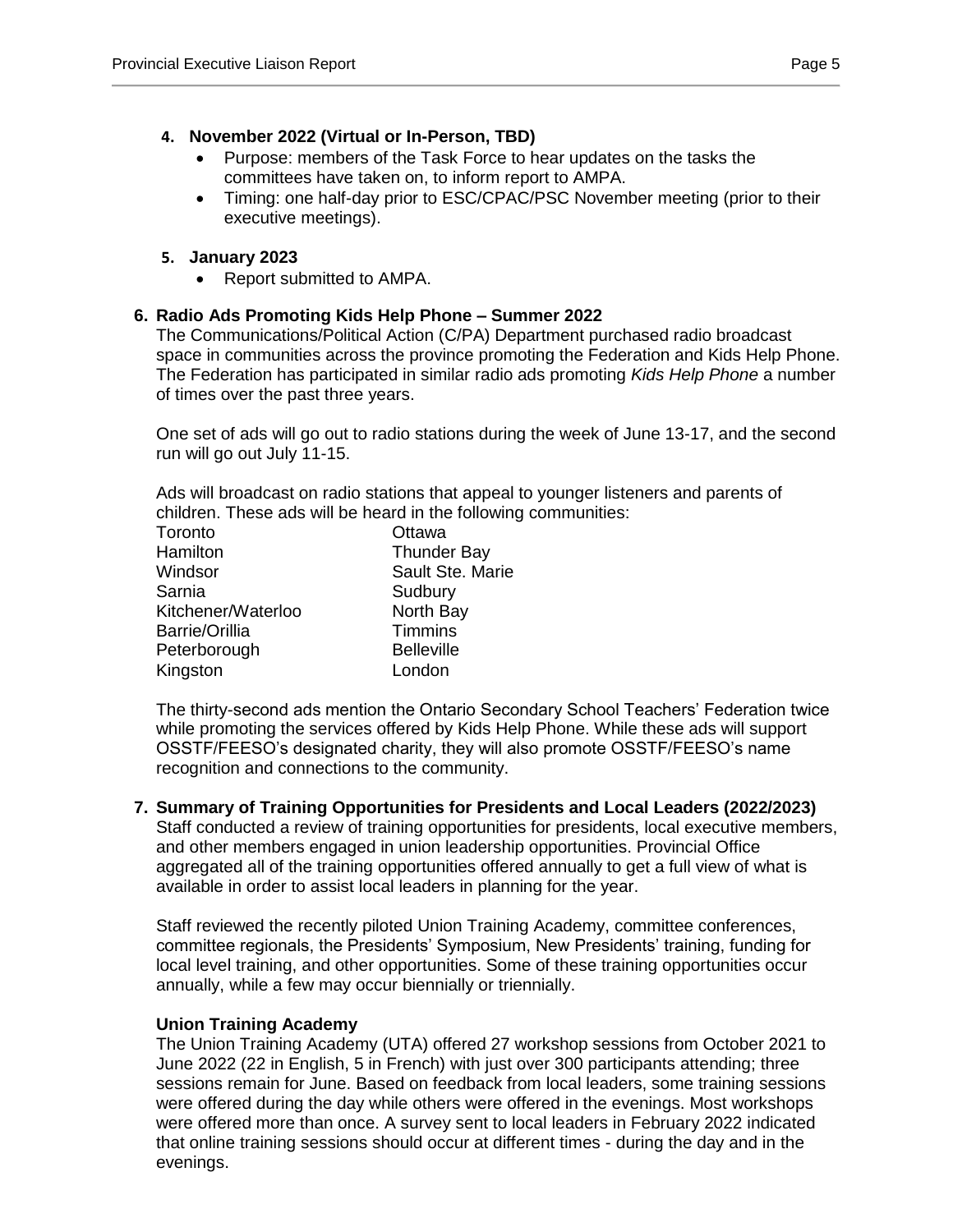4. **November 2022 (Virtual or In-Person, TBD)**
    - Purpose: members of the Task Force to hear updates on the tasks the committees have taken on, to inform report to AMPA.
    - Timing: one half-day prior to ESC/CPAC/PSC November meeting (prior to their executive meetings).

5. **January 2023**
    - Report submitted to AMPA.

## 6. Radio Ads Promoting Kids Help Phone – Summer 2022

The Communications/Political Action (C/PA) Department purchased radio broadcast space in communities across the province promoting the Federation and Kids Help Phone. The Federation has participated in similar radio ads promoting *Kids Help Phone* a number of times over the past three years.

One set of ads will go out to radio stations during the week of June 13-17, and the second run will go out July 11-15.

Ads will broadcast on radio stations that appeal to younger listeners and parents of children. These ads will be heard in the following communities:

| | |
|---|---|
| Toronto | Ottawa |
| Hamilton | Thunder Bay |
| Windsor | Sault Ste. Marie |
| Sarnia | Sudbury |
| Kitchener/Waterloo | North Bay |
| Barrie/Orillia | Timmins |
| Peterborough | Belleville |
| Kingston | London |

The thirty-second ads mention the Ontario Secondary School Teachers' Federation twice while promoting the services offered by Kids Help Phone. While these ads will support OSSTF/FEESO's designated charity, they will also promote OSSTF/FEESO's name recognition and connections to the community.

## 7. Summary of Training Opportunities for Presidents and Local Leaders (2022/2023)

Staff conducted a review of training opportunities for presidents, local executive members, and other members engaged in union leadership opportunities. Provincial Office aggregated all of the training opportunities offered annually to get a full view of what is available in order to assist local leaders in planning for the year.

Staff reviewed the recently piloted Union Training Academy, committee conferences, committee regionals, the Presidents' Symposium, New Presidents' training, funding for local level training, and other opportunities. Some of these training opportunities occur annually, while a few may occur biennially or triennially.

### Union Training Academy

The Union Training Academy (UTA) offered 27 workshop sessions from October 2021 to June 2022 (22 in English, 5 in French) with just over 300 participants attending; three sessions remain for June. Based on feedback from local leaders, some training sessions were offered during the day while others were offered in the evenings. Most workshops were offered more than once. A survey sent to local leaders in February 2022 indicated that online training sessions should occur at different times - during the day and in the evenings.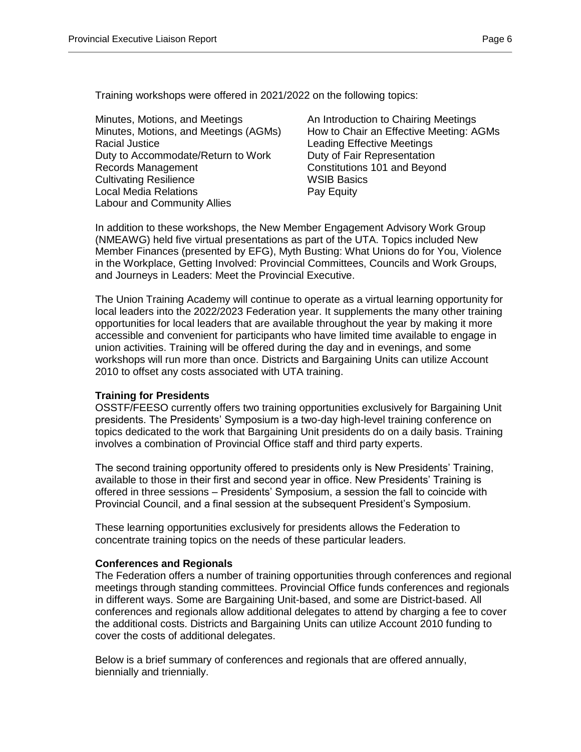Training workshops were offered in 2021/2022 on the following topics:

- Minutes, Motions, and Meetings
- Minutes, Motions, and Meetings (AGMs)
- Racial Justice
- Duty to Accommodate/Return to Work
- Records Management
- Cultivating Resilience
- Local Media Relations
- Labour and Community Allies
- An Introduction to Chairing Meetings
- How to Chair an Effective Meeting: AGMs
- Leading Effective Meetings
- Duty of Fair Representation
- Constitutions 101 and Beyond
- WSIB Basics
- Pay Equity

In addition to these workshops, the New Member Engagement Advisory Work Group (NMEAWG) held five virtual presentations as part of the UTA. Topics included New Member Finances (presented by EFG), Myth Busting: What Unions do for You, Violence in the Workplace, Getting Involved: Provincial Committees, Councils and Work Groups, and Journeys in Leaders: Meet the Provincial Executive.

The Union Training Academy will continue to operate as a virtual learning opportunity for local leaders into the 2022/2023 Federation year. It supplements the many other training opportunities for local leaders that are available throughout the year by making it more accessible and convenient for participants who have limited time available to engage in union activities. Training will be offered during the day and in evenings, and some workshops will run more than once. Districts and Bargaining Units can utilize Account 2010 to offset any costs associated with UTA training.

**Training for Presidents**

OSSTF/FEESO currently offers two training opportunities exclusively for Bargaining Unit presidents. The Presidents' Symposium is a two-day high-level training conference on topics dedicated to the work that Bargaining Unit presidents do on a daily basis. Training involves a combination of Provincial Office staff and third party experts.

The second training opportunity offered to presidents only is New Presidents' Training, available to those in their first and second year in office. New Presidents' Training is offered in three sessions – Presidents' Symposium, a session the fall to coincide with Provincial Council, and a final session at the subsequent President's Symposium.

These learning opportunities exclusively for presidents allows the Federation to concentrate training topics on the needs of these particular leaders.

**Conferences and Regionals**

The Federation offers a number of training opportunities through conferences and regional meetings through standing committees. Provincial Office funds conferences and regionals in different ways. Some are Bargaining Unit-based, and some are District-based. All conferences and regionals allow additional delegates to attend by charging a fee to cover the additional costs. Districts and Bargaining Units can utilize Account 2010 funding to cover the costs of additional delegates.

Below is a brief summary of conferences and regionals that are offered annually, biennially and triennially.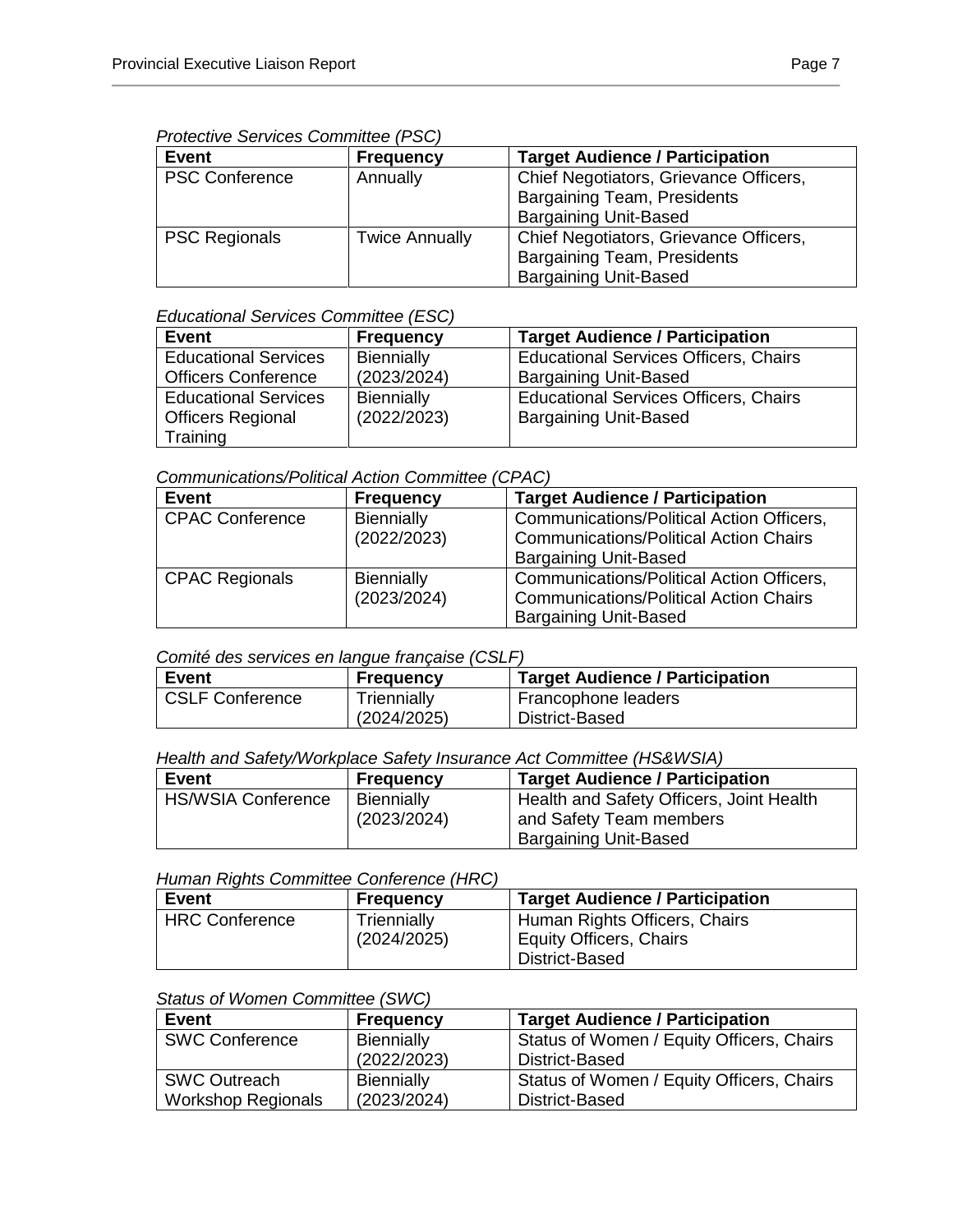*Protective Services Committee (PSC)*

| Event | Frequency | Target Audience / Participation |
|---|---|---|
| PSC Conference | Annually | Chief Negotiators, Grievance Officers, Bargaining Team, Presidents<br>Bargaining Unit-Based |
| PSC Regionals | Twice Annually | Chief Negotiators, Grievance Officers, Bargaining Team, Presidents<br>Bargaining Unit-Based |

*Educational Services Committee (ESC)*

| Event | Frequency | Target Audience / Participation |
|---|---|---|
| Educational Services Officers Conference | Biennially (2023/2024) | Educational Services Officers, Chairs<br>Bargaining Unit-Based |
| Educational Services Officers Regional Training | Biennially (2022/2023) | Educational Services Officers, Chairs<br>Bargaining Unit-Based |

*Communications/Political Action Committee (CPAC)*

| Event | Frequency | Target Audience / Participation |
|---|---|---|
| CPAC Conference | Biennially (2022/2023) | Communications/Political Action Officers, Communications/Political Action Chairs<br>Bargaining Unit-Based |
| CPAC Regionals | Biennially (2023/2024) | Communications/Political Action Officers, Communications/Political Action Chairs<br>Bargaining Unit-Based |

*Comité des services en langue française (CSLF)*

| Event | Frequency | Target Audience / Participation |
|---|---|---|
| CSLF Conference | Triennially (2024/2025) | Francophone leaders<br>District-Based |

*Health and Safety/Workplace Safety Insurance Act Committee (HS&WSIA)*

| Event | Frequency | Target Audience / Participation |
|---|---|---|
| HS/WSIA Conference | Biennially (2023/2024) | Health and Safety Officers, Joint Health and Safety Team members<br>Bargaining Unit-Based |

*Human Rights Committee Conference (HRC)*

| Event | Frequency | Target Audience / Participation |
|---|---|---|
| HRC Conference | Triennially (2024/2025) | Human Rights Officers, Chairs<br>Equity Officers, Chairs<br>District-Based |

*Status of Women Committee (SWC)*

| Event | Frequency | Target Audience / Participation |
|---|---|---|
| SWC Conference | Biennially (2022/2023) | Status of Women / Equity Officers, Chairs<br>District-Based |
| SWC Outreach Workshop Regionals | Biennially (2023/2024) | Status of Women / Equity Officers, Chairs<br>District-Based |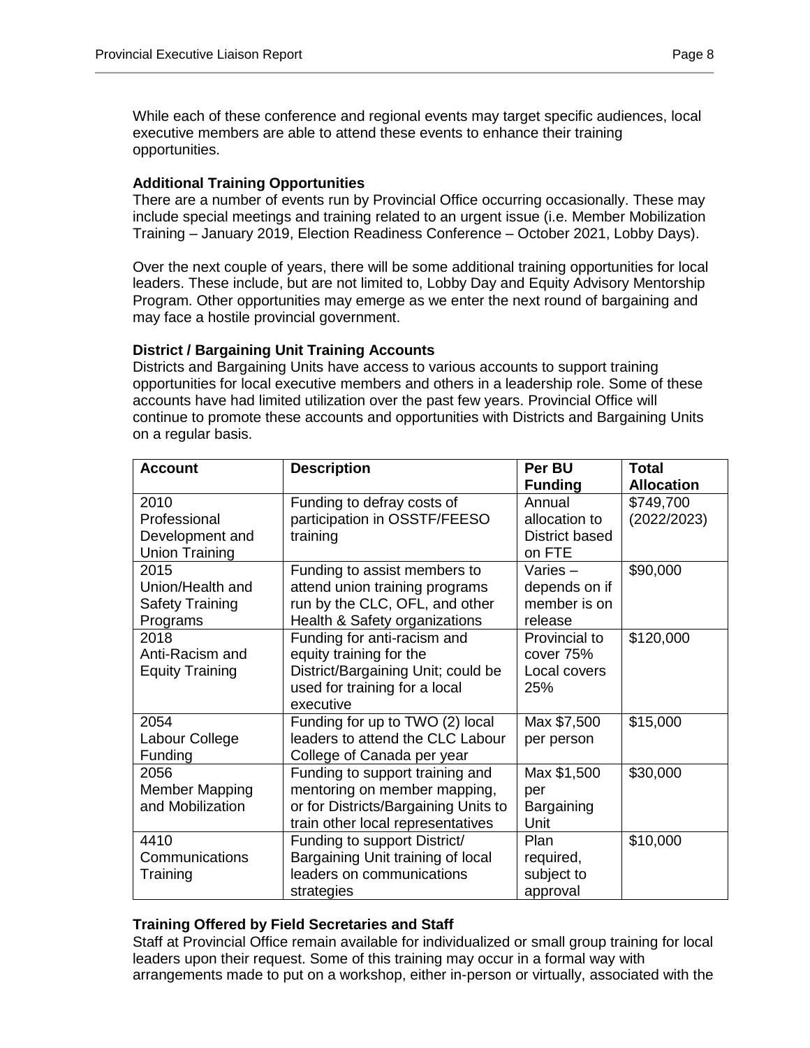While each of these conference and regional events may target specific audiences, local executive members are able to attend these events to enhance their training opportunities.

**Additional Training Opportunities**

There are a number of events run by Provincial Office occurring occasionally. These may include special meetings and training related to an urgent issue (i.e. Member Mobilization Training – January 2019, Election Readiness Conference – October 2021, Lobby Days).

Over the next couple of years, there will be some additional training opportunities for local leaders. These include, but are not limited to, Lobby Day and Equity Advisory Mentorship Program. Other opportunities may emerge as we enter the next round of bargaining and may face a hostile provincial government.

**District / Bargaining Unit Training Accounts**

Districts and Bargaining Units have access to various accounts to support training opportunities for local executive members and others in a leadership role. Some of these accounts have had limited utilization over the past few years. Provincial Office will continue to promote these accounts and opportunities with Districts and Bargaining Units on a regular basis.

| Account | Description | Per BU Funding | Total Allocation |
|---|---|---|---|
| 2010 Professional Development and Union Training | Funding to defray costs of participation in OSSTF/FEESO training | Annual allocation to District based on FTE | $749,700 (2022/2023) |
| 2015 Union/Health and Safety Training Programs | Funding to assist members to attend union training programs run by the CLC, OFL, and other Health & Safety organizations | Varies – depends on if member is on release | $90,000 |
| 2018 Anti-Racism and Equity Training | Funding for anti-racism and equity training for the District/Bargaining Unit; could be used for training for a local executive | Provincial to cover 75% Local covers 25% | $120,000 |
| 2054 Labour College Funding | Funding for up to TWO (2) local leaders to attend the CLC Labour College of Canada per year | Max $7,500 per person | $15,000 |
| 2056 Member Mapping and Mobilization | Funding to support training and mentoring on member mapping, or for Districts/Bargaining Units to train other local representatives | Max $1,500 per Bargaining Unit | $30,000 |
| 4410 Communications Training | Funding to support District/ Bargaining Unit training of local leaders on communications strategies | Plan required, subject to approval | $10,000 |

**Training Offered by Field Secretaries and Staff**

Staff at Provincial Office remain available for individualized or small group training for local leaders upon their request. Some of this training may occur in a formal way with arrangements made to put on a workshop, either in-person or virtually, associated with the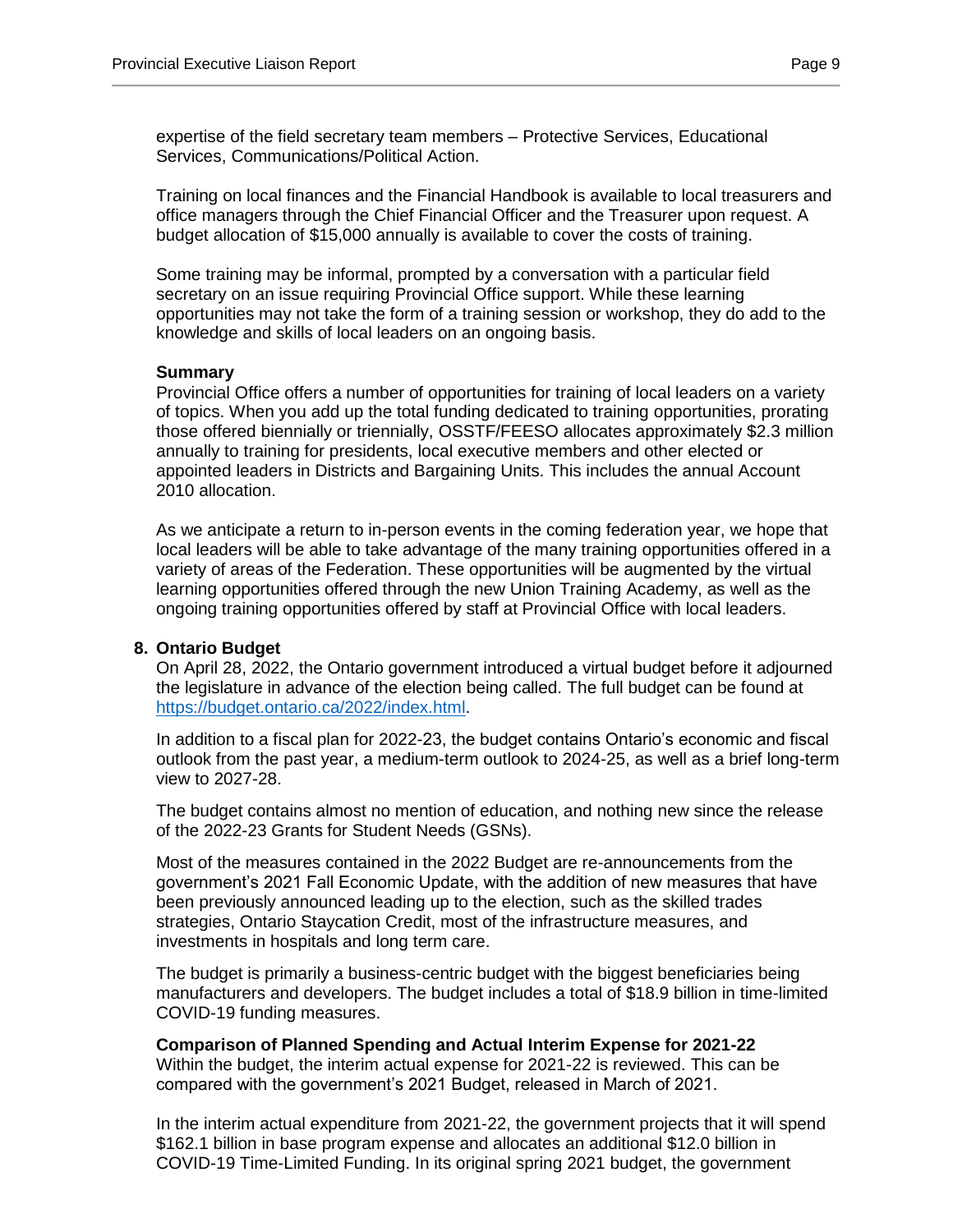expertise of the field secretary team members – Protective Services, Educational Services, Communications/Political Action.

Training on local finances and the Financial Handbook is available to local treasurers and office managers through the Chief Financial Officer and the Treasurer upon request. A budget allocation of $15,000 annually is available to cover the costs of training.

Some training may be informal, prompted by a conversation with a particular field secretary on an issue requiring Provincial Office support. While these learning opportunities may not take the form of a training session or workshop, they do add to the knowledge and skills of local leaders on an ongoing basis.

**Summary**

Provincial Office offers a number of opportunities for training of local leaders on a variety of topics. When you add up the total funding dedicated to training opportunities, prorating those offered biennially or triennially, OSSTF/FEESO allocates approximately $2.3 million annually to training for presidents, local executive members and other elected or appointed leaders in Districts and Bargaining Units. This includes the annual Account 2010 allocation.

As we anticipate a return to in-person events in the coming federation year, we hope that local leaders will be able to take advantage of the many training opportunities offered in a variety of areas of the Federation. These opportunities will be augmented by the virtual learning opportunities offered through the new Union Training Academy, as well as the ongoing training opportunities offered by staff at Provincial Office with local leaders.

## 8. Ontario Budget

On April 28, 2022, the Ontario government introduced a virtual budget before it adjourned the legislature in advance of the election being called. The full budget can be found at https://budget.ontario.ca/2022/index.html.

In addition to a fiscal plan for 2022-23, the budget contains Ontario's economic and fiscal outlook from the past year, a medium-term outlook to 2024-25, as well as a brief long-term view to 2027-28.

The budget contains almost no mention of education, and nothing new since the release of the 2022-23 Grants for Student Needs (GSNs).

Most of the measures contained in the 2022 Budget are re-announcements from the government's 2021 Fall Economic Update, with the addition of new measures that have been previously announced leading up to the election, such as the skilled trades strategies, Ontario Staycation Credit, most of the infrastructure measures, and investments in hospitals and long term care.

The budget is primarily a business-centric budget with the biggest beneficiaries being manufacturers and developers. The budget includes a total of $18.9 billion in time-limited COVID-19 funding measures.

**Comparison of Planned Spending and Actual Interim Expense for 2021-22**

Within the budget, the interim actual expense for 2021-22 is reviewed. This can be compared with the government's 2021 Budget, released in March of 2021.

In the interim actual expenditure from 2021-22, the government projects that it will spend $162.1 billion in base program expense and allocates an additional $12.0 billion in COVID-19 Time-Limited Funding. In its original spring 2021 budget, the government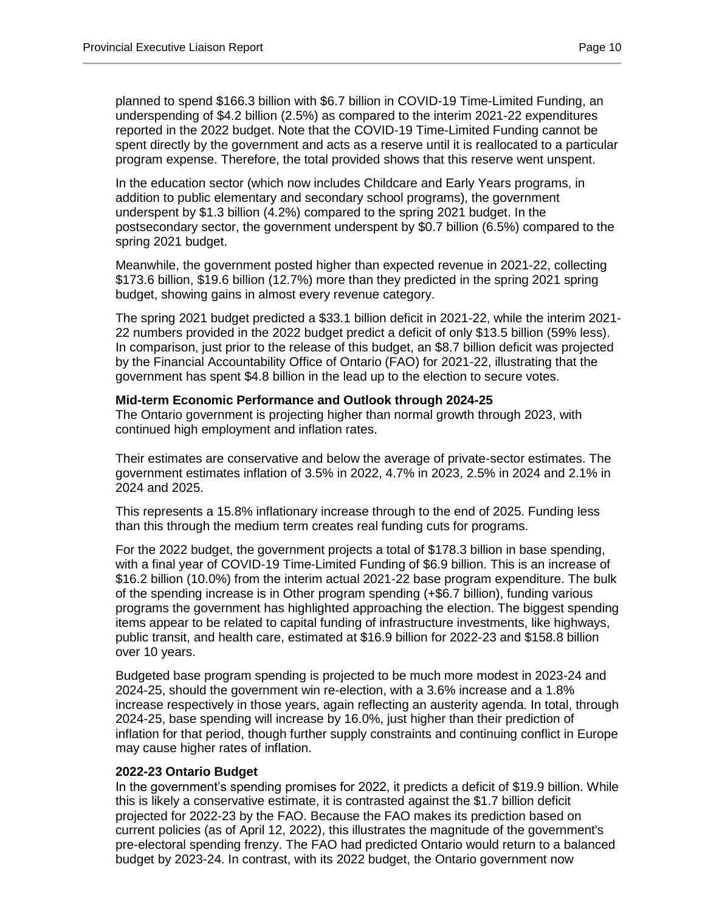planned to spend $166.3 billion with $6.7 billion in COVID-19 Time-Limited Funding, an underspending of $4.2 billion (2.5%) as compared to the interim 2021-22 expenditures reported in the 2022 budget. Note that the COVID-19 Time-Limited Funding cannot be spent directly by the government and acts as a reserve until it is reallocated to a particular program expense. Therefore, the total provided shows that this reserve went unspent.

In the education sector (which now includes Childcare and Early Years programs, in addition to public elementary and secondary school programs), the government underspent by $1.3 billion (4.2%) compared to the spring 2021 budget. In the postsecondary sector, the government underspent by $0.7 billion (6.5%) compared to the spring 2021 budget.

Meanwhile, the government posted higher than expected revenue in 2021-22, collecting $173.6 billion, $19.6 billion (12.7%) more than they predicted in the spring 2021 spring budget, showing gains in almost every revenue category.

The spring 2021 budget predicted a $33.1 billion deficit in 2021-22, while the interim 2021-22 numbers provided in the 2022 budget predict a deficit of only $13.5 billion (59% less). In comparison, just prior to the release of this budget, an $8.7 billion deficit was projected by the Financial Accountability Office of Ontario (FAO) for 2021-22, illustrating that the government has spent $4.8 billion in the lead up to the election to secure votes.

**Mid-term Economic Performance and Outlook through 2024-25**

The Ontario government is projecting higher than normal growth through 2023, with continued high employment and inflation rates.

Their estimates are conservative and below the average of private-sector estimates. The government estimates inflation of 3.5% in 2022, 4.7% in 2023, 2.5% in 2024 and 2.1% in 2024 and 2025.

This represents a 15.8% inflationary increase through to the end of 2025. Funding less than this through the medium term creates real funding cuts for programs.

For the 2022 budget, the government projects a total of $178.3 billion in base spending, with a final year of COVID-19 Time-Limited Funding of $6.9 billion. This is an increase of $16.2 billion (10.0%) from the interim actual 2021-22 base program expenditure. The bulk of the spending increase is in Other program spending (+$6.7 billion), funding various programs the government has highlighted approaching the election. The biggest spending items appear to be related to capital funding of infrastructure investments, like highways, public transit, and health care, estimated at $16.9 billion for 2022-23 and $158.8 billion over 10 years.

Budgeted base program spending is projected to be much more modest in 2023-24 and 2024-25, should the government win re-election, with a 3.6% increase and a 1.8% increase respectively in those years, again reflecting an austerity agenda. In total, through 2024-25, base spending will increase by 16.0%, just higher than their prediction of inflation for that period, though further supply constraints and continuing conflict in Europe may cause higher rates of inflation.

**2022-23 Ontario Budget**

In the government's spending promises for 2022, it predicts a deficit of $19.9 billion. While this is likely a conservative estimate, it is contrasted against the $1.7 billion deficit projected for 2022-23 by the FAO. Because the FAO makes its prediction based on current policies (as of April 12, 2022), this illustrates the magnitude of the government's pre-electoral spending frenzy. The FAO had predicted Ontario would return to a balanced budget by 2023-24. In contrast, with its 2022 budget, the Ontario government now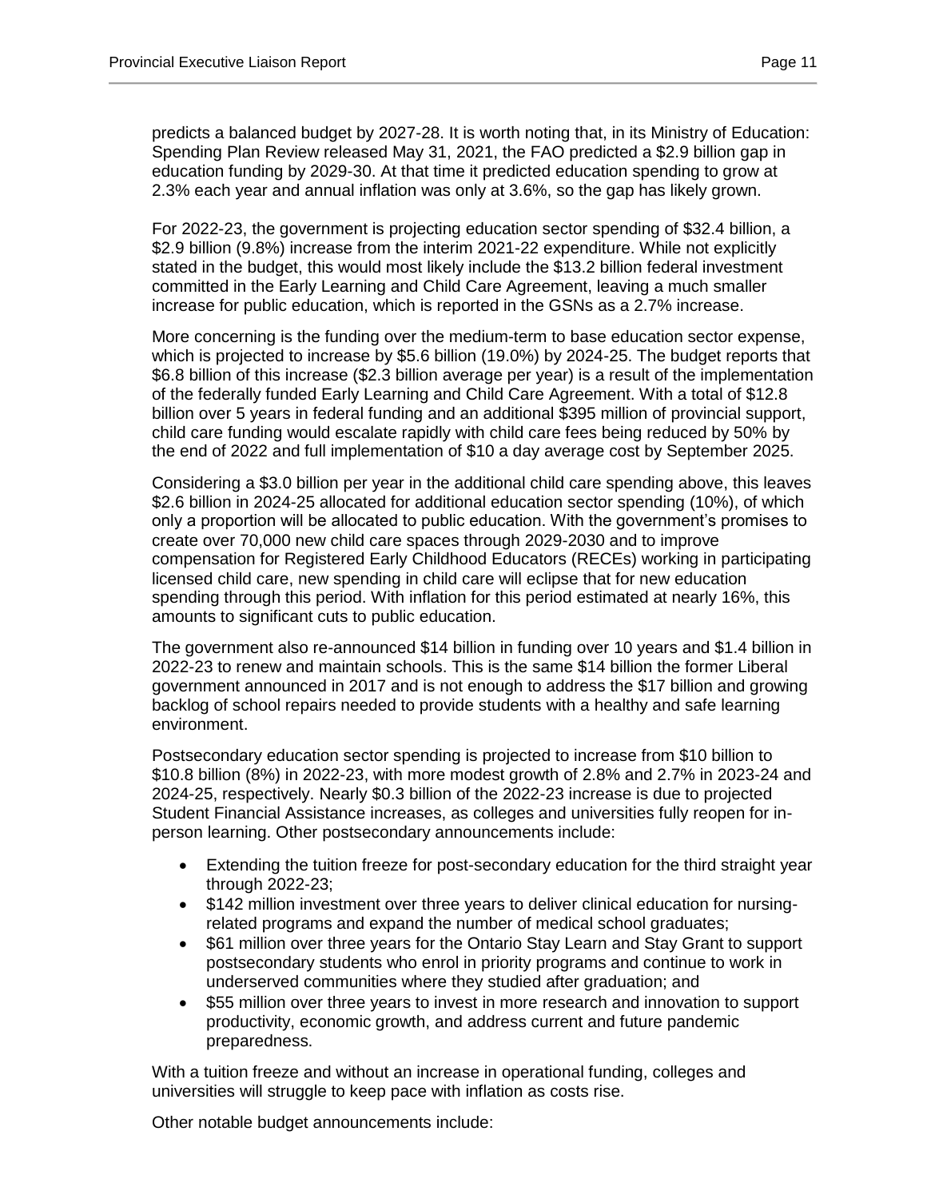predicts a balanced budget by 2027-28. It is worth noting that, in its Ministry of Education: Spending Plan Review released May 31, 2021, the FAO predicted a $2.9 billion gap in education funding by 2029-30. At that time it predicted education spending to grow at 2.3% each year and annual inflation was only at 3.6%, so the gap has likely grown.

For 2022-23, the government is projecting education sector spending of $32.4 billion, a $2.9 billion (9.8%) increase from the interim 2021-22 expenditure. While not explicitly stated in the budget, this would most likely include the $13.2 billion federal investment committed in the Early Learning and Child Care Agreement, leaving a much smaller increase for public education, which is reported in the GSNs as a 2.7% increase.

More concerning is the funding over the medium-term to base education sector expense, which is projected to increase by $5.6 billion (19.0%) by 2024-25. The budget reports that $6.8 billion of this increase ($2.3 billion average per year) is a result of the implementation of the federally funded Early Learning and Child Care Agreement. With a total of $12.8 billion over 5 years in federal funding and an additional $395 million of provincial support, child care funding would escalate rapidly with child care fees being reduced by 50% by the end of 2022 and full implementation of $10 a day average cost by September 2025.

Considering a $3.0 billion per year in the additional child care spending above, this leaves $2.6 billion in 2024-25 allocated for additional education sector spending (10%), of which only a proportion will be allocated to public education. With the government's promises to create over 70,000 new child care spaces through 2029-2030 and to improve compensation for Registered Early Childhood Educators (RECEs) working in participating licensed child care, new spending in child care will eclipse that for new education spending through this period. With inflation for this period estimated at nearly 16%, this amounts to significant cuts to public education.

The government also re-announced $14 billion in funding over 10 years and $1.4 billion in 2022-23 to renew and maintain schools. This is the same $14 billion the former Liberal government announced in 2017 and is not enough to address the $17 billion and growing backlog of school repairs needed to provide students with a healthy and safe learning environment.

Postsecondary education sector spending is projected to increase from $10 billion to $10.8 billion (8%) in 2022-23, with more modest growth of 2.8% and 2.7% in 2023-24 and 2024-25, respectively. Nearly $0.3 billion of the 2022-23 increase is due to projected Student Financial Assistance increases, as colleges and universities fully reopen for in-person learning. Other postsecondary announcements include:

- Extending the tuition freeze for post-secondary education for the third straight year through 2022-23;
- $142 million investment over three years to deliver clinical education for nursing-related programs and expand the number of medical school graduates;
- $61 million over three years for the Ontario Stay Learn and Stay Grant to support postsecondary students who enrol in priority programs and continue to work in underserved communities where they studied after graduation; and
- $55 million over three years to invest in more research and innovation to support productivity, economic growth, and address current and future pandemic preparedness.

With a tuition freeze and without an increase in operational funding, colleges and universities will struggle to keep pace with inflation as costs rise.

Other notable budget announcements include: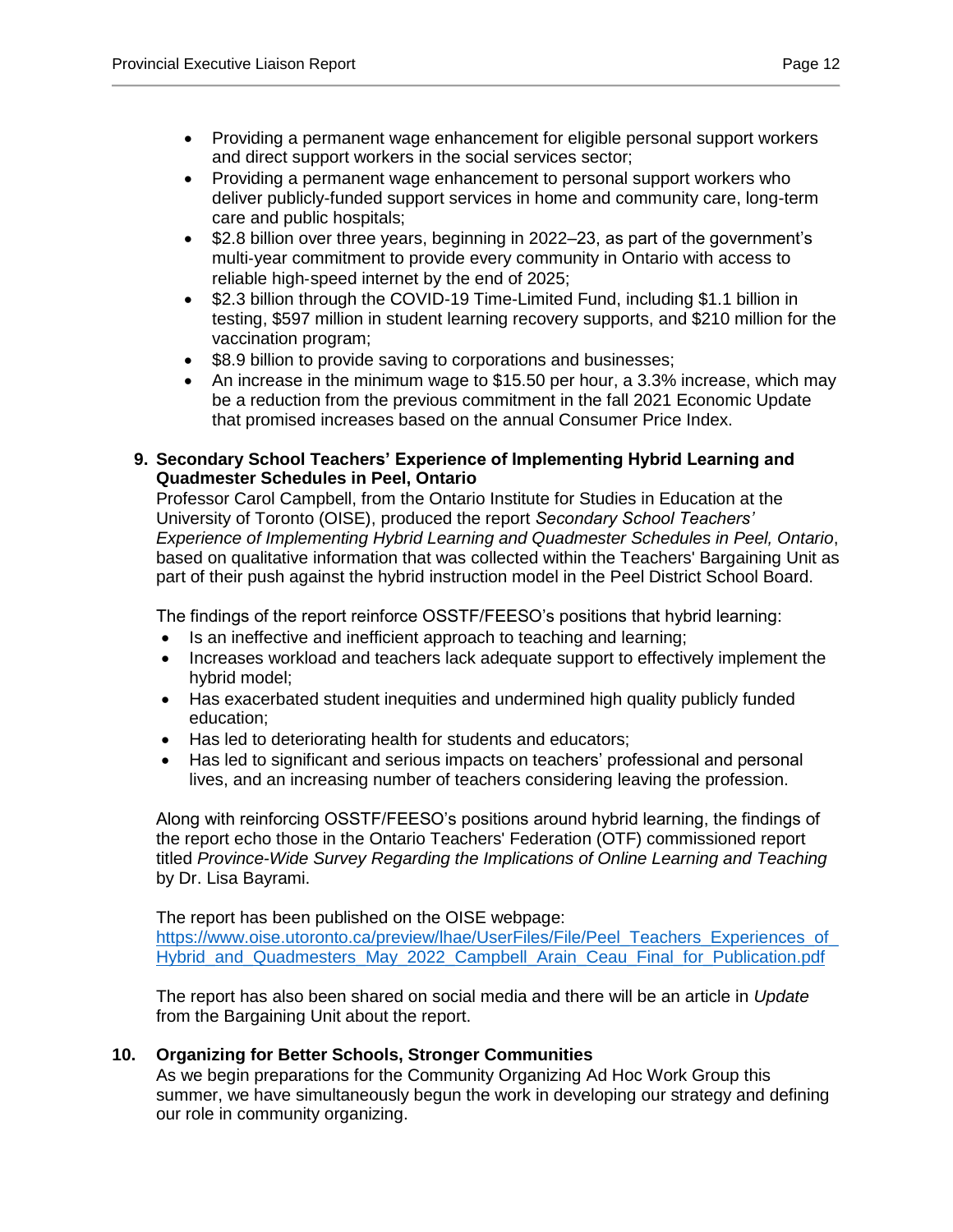- Providing a permanent wage enhancement for eligible personal support workers and direct support workers in the social services sector;
- Providing a permanent wage enhancement to personal support workers who deliver publicly-funded support services in home and community care, long-term care and public hospitals;
- $2.8 billion over three years, beginning in 2022–23, as part of the government's multi-year commitment to provide every community in Ontario with access to reliable high-speed internet by the end of 2025;
- $2.3 billion through the COVID-19 Time-Limited Fund, including $1.1 billion in testing, $597 million in student learning recovery supports, and $210 million for the vaccination program;
- $8.9 billion to provide saving to corporations and businesses;
- An increase in the minimum wage to $15.50 per hour, a 3.3% increase, which may be a reduction from the previous commitment in the fall 2021 Economic Update that promised increases based on the annual Consumer Price Index.

**9. Secondary School Teachers' Experience of Implementing Hybrid Learning and Quadmester Schedules in Peel, Ontario**

Professor Carol Campbell, from the Ontario Institute for Studies in Education at the University of Toronto (OISE), produced the report *Secondary School Teachers' Experience of Implementing Hybrid Learning and Quadmester Schedules in Peel, Ontario*, based on qualitative information that was collected within the Teachers' Bargaining Unit as part of their push against the hybrid instruction model in the Peel District School Board.

The findings of the report reinforce OSSTF/FEESO's positions that hybrid learning:

- Is an ineffective and inefficient approach to teaching and learning;
- Increases workload and teachers lack adequate support to effectively implement the hybrid model;
- Has exacerbated student inequities and undermined high quality publicly funded education;
- Has led to deteriorating health for students and educators;
- Has led to significant and serious impacts on teachers' professional and personal lives, and an increasing number of teachers considering leaving the profession.

Along with reinforcing OSSTF/FEESO's positions around hybrid learning, the findings of the report echo those in the Ontario Teachers' Federation (OTF) commissioned report titled *Province-Wide Survey Regarding the Implications of Online Learning and Teaching* by Dr. Lisa Bayrami.

The report has been published on the OISE webpage:
https://www.oise.utoronto.ca/preview/lhae/UserFiles/File/Peel_Teachers_Experiences_of_Hybrid_and_Quadmesters_May_2022_Campbell_Arain_Ceau_Final_for_Publication.pdf

The report has also been shared on social media and there will be an article in *Update* from the Bargaining Unit about the report.

**10. Organizing for Better Schools, Stronger Communities**

As we begin preparations for the Community Organizing Ad Hoc Work Group this summer, we have simultaneously begun the work in developing our strategy and defining our role in community organizing.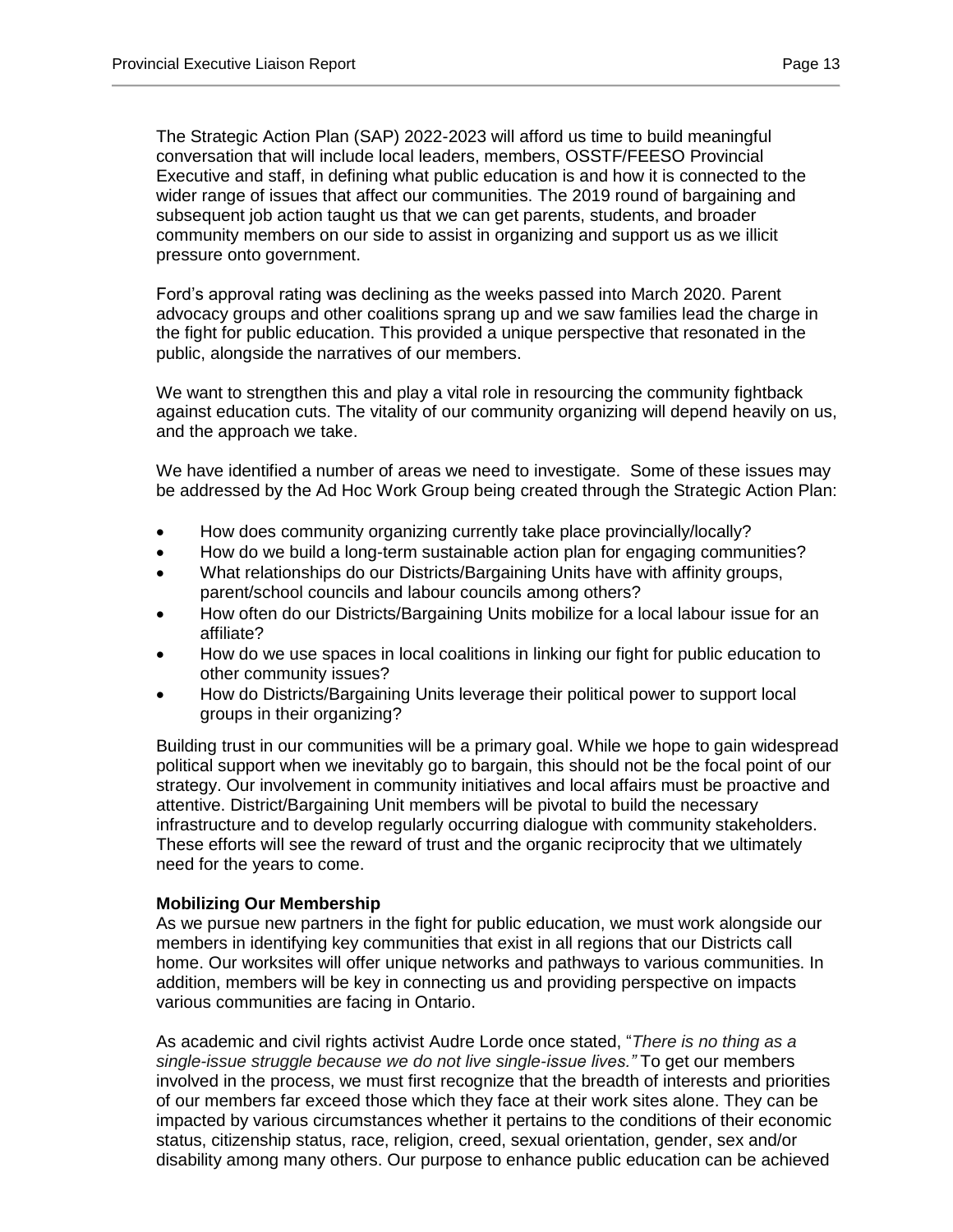The Strategic Action Plan (SAP) 2022-2023 will afford us time to build meaningful conversation that will include local leaders, members, OSSTF/FEESO Provincial Executive and staff, in defining what public education is and how it is connected to the wider range of issues that affect our communities. The 2019 round of bargaining and subsequent job action taught us that we can get parents, students, and broader community members on our side to assist in organizing and support us as we illicit pressure onto government.

Ford's approval rating was declining as the weeks passed into March 2020. Parent advocacy groups and other coalitions sprang up and we saw families lead the charge in the fight for public education. This provided a unique perspective that resonated in the public, alongside the narratives of our members.

We want to strengthen this and play a vital role in resourcing the community fightback against education cuts. The vitality of our community organizing will depend heavily on us, and the approach we take.

We have identified a number of areas we need to investigate. Some of these issues may be addressed by the Ad Hoc Work Group being created through the Strategic Action Plan:

- How does community organizing currently take place provincially/locally?
- How do we build a long-term sustainable action plan for engaging communities?
- What relationships do our Districts/Bargaining Units have with affinity groups, parent/school councils and labour councils among others?
- How often do our Districts/Bargaining Units mobilize for a local labour issue for an affiliate?
- How do we use spaces in local coalitions in linking our fight for public education to other community issues?
- How do Districts/Bargaining Units leverage their political power to support local groups in their organizing?

Building trust in our communities will be a primary goal. While we hope to gain widespread political support when we inevitably go to bargain, this should not be the focal point of our strategy. Our involvement in community initiatives and local affairs must be proactive and attentive. District/Bargaining Unit members will be pivotal to build the necessary infrastructure and to develop regularly occurring dialogue with community stakeholders. These efforts will see the reward of trust and the organic reciprocity that we ultimately need for the years to come.

**Mobilizing Our Membership**

As we pursue new partners in the fight for public education, we must work alongside our members in identifying key communities that exist in all regions that our Districts call home. Our worksites will offer unique networks and pathways to various communities. In addition, members will be key in connecting us and providing perspective on impacts various communities are facing in Ontario.

As academic and civil rights activist Audre Lorde once stated, "*There is no thing as a single-issue struggle because we do not live single-issue lives."* To get our members involved in the process, we must first recognize that the breadth of interests and priorities of our members far exceed those which they face at their work sites alone. They can be impacted by various circumstances whether it pertains to the conditions of their economic status, citizenship status, race, religion, creed, sexual orientation, gender, sex and/or disability among many others. Our purpose to enhance public education can be achieved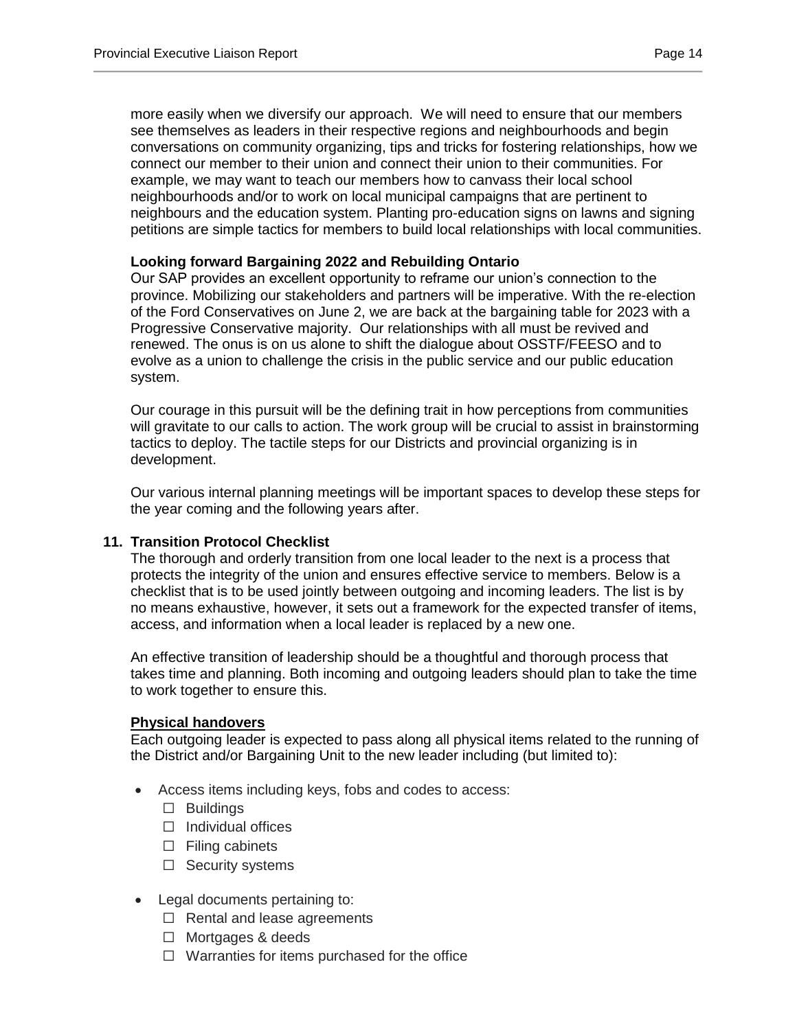more easily when we diversify our approach. We will need to ensure that our members see themselves as leaders in their respective regions and neighbourhoods and begin conversations on community organizing, tips and tricks for fostering relationships, how we connect our member to their union and connect their union to their communities. For example, we may want to teach our members how to canvass their local school neighbourhoods and/or to work on local municipal campaigns that are pertinent to neighbours and the education system. Planting pro-education signs on lawns and signing petitions are simple tactics for members to build local relationships with local communities.

**Looking forward Bargaining 2022 and Rebuilding Ontario**

Our SAP provides an excellent opportunity to reframe our union's connection to the province. Mobilizing our stakeholders and partners will be imperative. With the re-election of the Ford Conservatives on June 2, we are back at the bargaining table for 2023 with a Progressive Conservative majority. Our relationships with all must be revived and renewed. The onus is on us alone to shift the dialogue about OSSTF/FEESO and to evolve as a union to challenge the crisis in the public service and our public education system.

Our courage in this pursuit will be the defining trait in how perceptions from communities will gravitate to our calls to action. The work group will be crucial to assist in brainstorming tactics to deploy. The tactile steps for our Districts and provincial organizing is in development.

Our various internal planning meetings will be important spaces to develop these steps for the year coming and the following years after.

## 11. Transition Protocol Checklist

The thorough and orderly transition from one local leader to the next is a process that protects the integrity of the union and ensures effective service to members. Below is a checklist that is to be used jointly between outgoing and incoming leaders. The list is by no means exhaustive, however, it sets out a framework for the expected transfer of items, access, and information when a local leader is replaced by a new one.

An effective transition of leadership should be a thoughtful and thorough process that takes time and planning. Both incoming and outgoing leaders should plan to take the time to work together to ensure this.

**Physical handovers**

Each outgoing leader is expected to pass along all physical items related to the running of the District and/or Bargaining Unit to the new leader including (but limited to):

- Access items including keys, fobs and codes to access:
  - ☐ Buildings
  - ☐ Individual offices
  - ☐ Filing cabinets
  - ☐ Security systems
- Legal documents pertaining to:
  - ☐ Rental and lease agreements
  - ☐ Mortgages & deeds
  - ☐ Warranties for items purchased for the office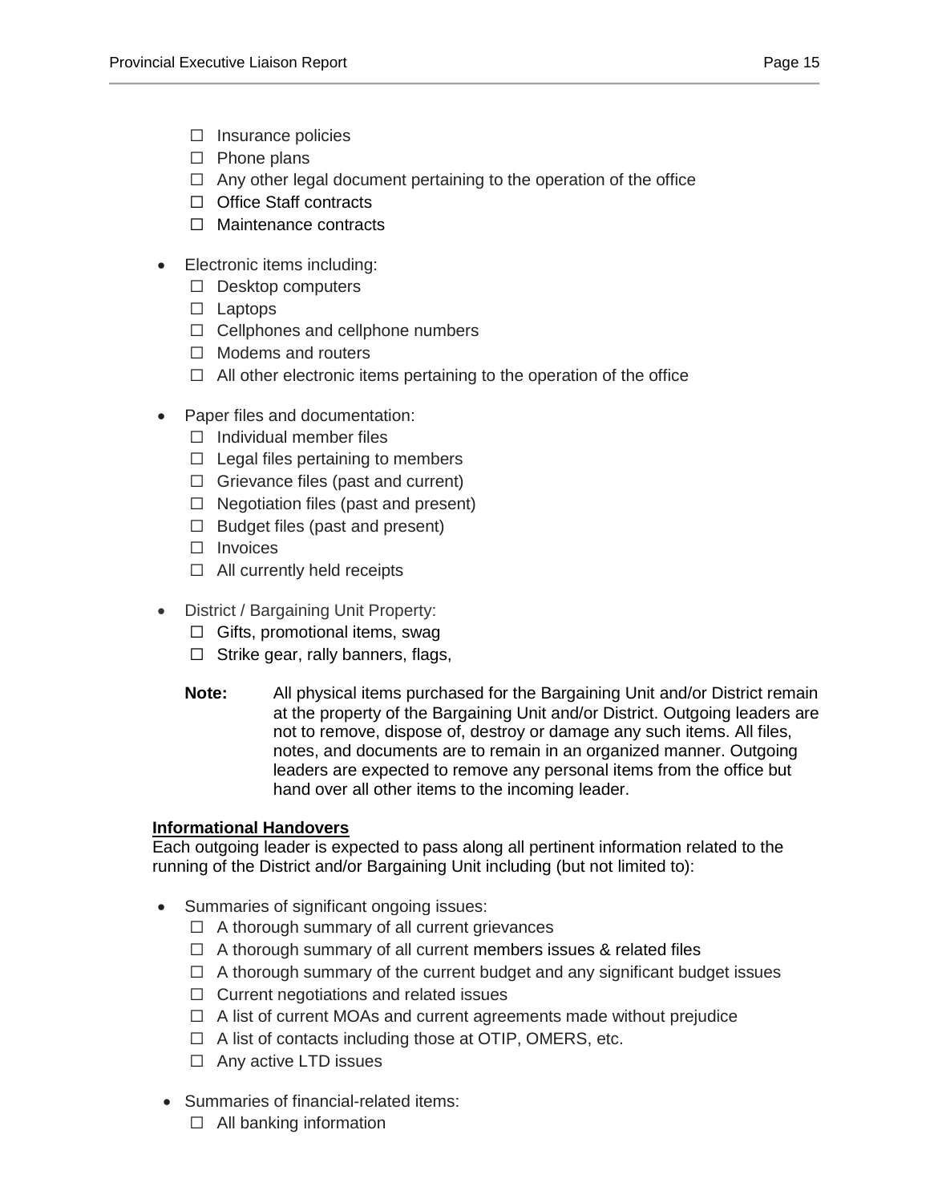- ☐ Insurance policies
- ☐ Phone plans
- ☐ Any other legal document pertaining to the operation of the office
- ☐ Office Staff contracts
- ☐ Maintenance contracts

- Electronic items including:
  - ☐ Desktop computers
  - ☐ Laptops
  - ☐ Cellphones and cellphone numbers
  - ☐ Modems and routers
  - ☐ All other electronic items pertaining to the operation of the office

- Paper files and documentation:
  - ☐ Individual member files
  - ☐ Legal files pertaining to members
  - ☐ Grievance files (past and current)
  - ☐ Negotiation files (past and present)
  - ☐ Budget files (past and present)
  - ☐ Invoices
  - ☐ All currently held receipts

- District / Bargaining Unit Property:
  - ☐ Gifts, promotional items, swag
  - ☐ Strike gear, rally banners, flags,

**Note:** All physical items purchased for the Bargaining Unit and/or District remain at the property of the Bargaining Unit and/or District. Outgoing leaders are not to remove, dispose of, destroy or damage any such items. All files, notes, and documents are to remain in an organized manner. Outgoing leaders are expected to remove any personal items from the office but hand over all other items to the incoming leader.

**<u>Informational Handovers</u>**

Each outgoing leader is expected to pass along all pertinent information related to the running of the District and/or Bargaining Unit including (but not limited to):

- Summaries of significant ongoing issues:
  - ☐ A thorough summary of all current grievances
  - ☐ A thorough summary of all current members issues & related files
  - ☐ A thorough summary of the current budget and any significant budget issues
  - ☐ Current negotiations and related issues
  - ☐ A list of current MOAs and current agreements made without prejudice
  - ☐ A list of contacts including those at OTIP, OMERS, etc.
  - ☐ Any active LTD issues

- Summaries of financial-related items:
  - ☐ All banking information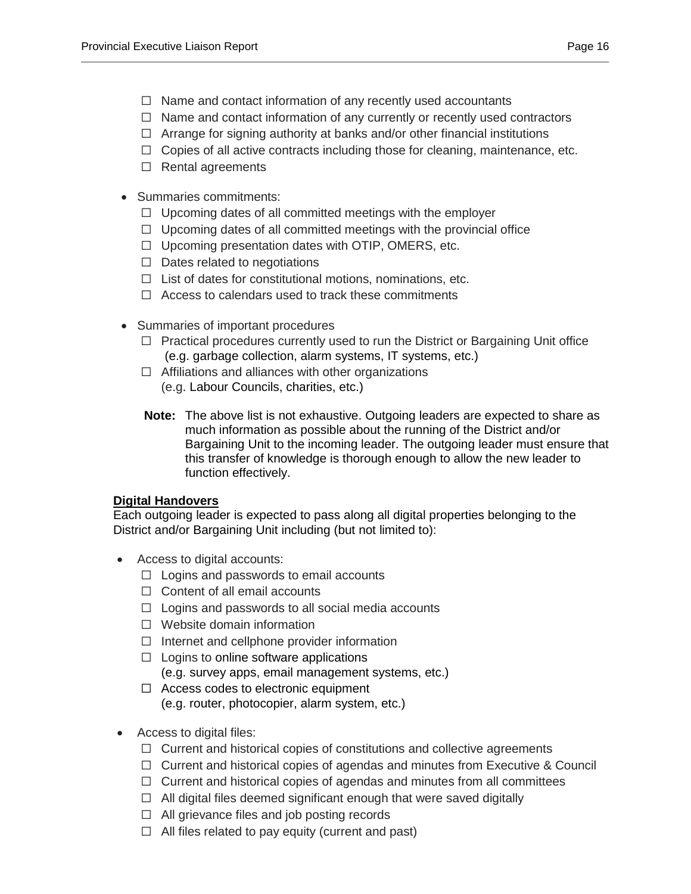- ☐ Name and contact information of any recently used accountants
  - ☐ Name and contact information of any currently or recently used contractors
  - ☐ Arrange for signing authority at banks and/or other financial institutions
  - ☐ Copies of all active contracts including those for cleaning, maintenance, etc.
  - ☐ Rental agreements

- Summaries commitments:
  - ☐ Upcoming dates of all committed meetings with the employer
  - ☐ Upcoming dates of all committed meetings with the provincial office
  - ☐ Upcoming presentation dates with OTIP, OMERS, etc.
  - ☐ Dates related to negotiations
  - ☐ List of dates for constitutional motions, nominations, etc.
  - ☐ Access to calendars used to track these commitments

- Summaries of important procedures
  - ☐ Practical procedures currently used to run the District or Bargaining Unit office (e.g. garbage collection, alarm systems, IT systems, etc.)
  - ☐ Affiliations and alliances with other organizations (e.g. Labour Councils, charities, etc.)

  **Note:** The above list is not exhaustive. Outgoing leaders are expected to share as much information as possible about the running of the District and/or Bargaining Unit to the incoming leader. The outgoing leader must ensure that this transfer of knowledge is thorough enough to allow the new leader to function effectively.

**Digital Handovers**

Each outgoing leader is expected to pass along all digital properties belonging to the District and/or Bargaining Unit including (but not limited to):

- Access to digital accounts:
  - ☐ Logins and passwords to email accounts
  - ☐ Content of all email accounts
  - ☐ Logins and passwords to all social media accounts
  - ☐ Website domain information
  - ☐ Internet and cellphone provider information
  - ☐ Logins to online software applications (e.g. survey apps, email management systems, etc.)
  - ☐ Access codes to electronic equipment (e.g. router, photocopier, alarm system, etc.)

- Access to digital files:
  - ☐ Current and historical copies of constitutions and collective agreements
  - ☐ Current and historical copies of agendas and minutes from Executive & Council
  - ☐ Current and historical copies of agendas and minutes from all committees
  - ☐ All digital files deemed significant enough that were saved digitally
  - ☐ All grievance files and job posting records
  - ☐ All files related to pay equity (current and past)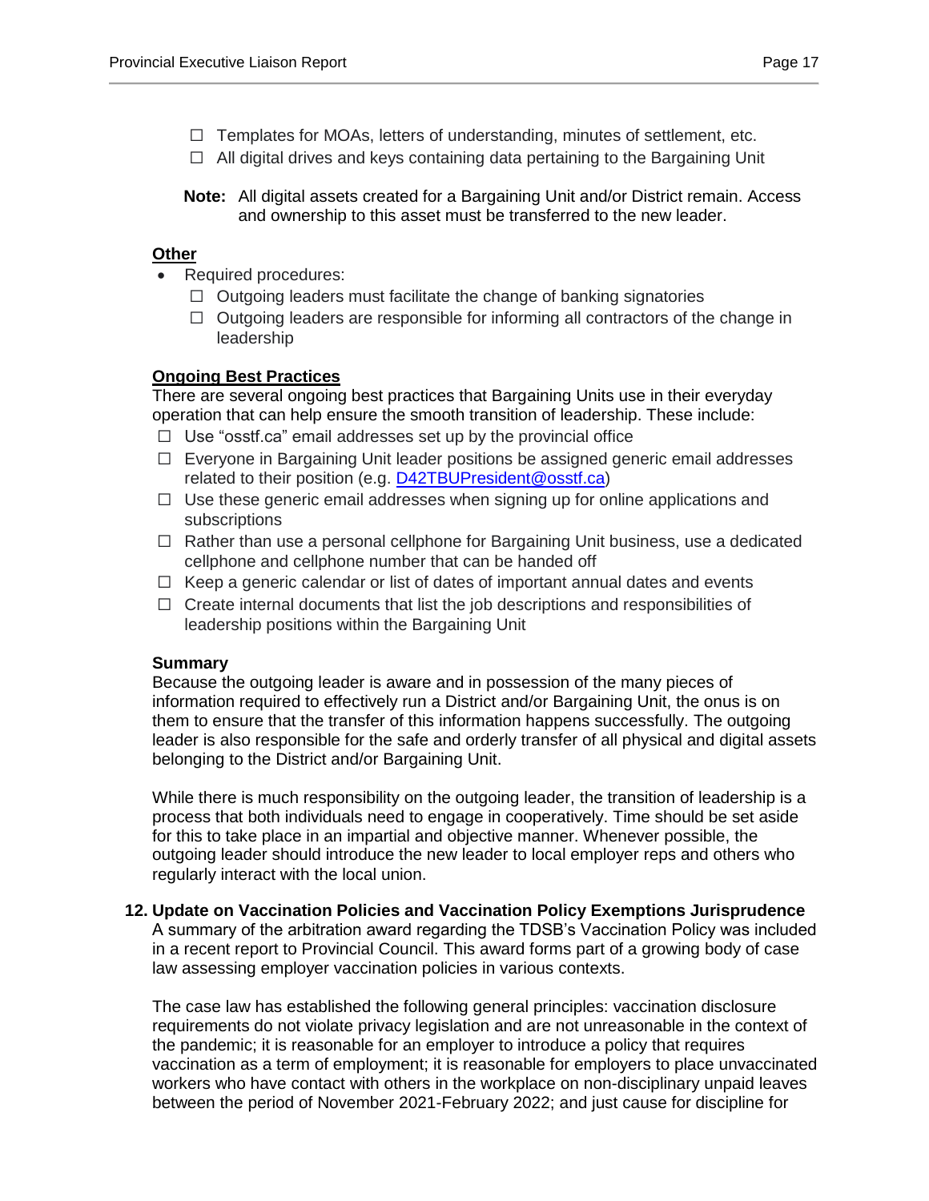- ☐ Templates for MOAs, letters of understanding, minutes of settlement, etc.
- ☐ All digital drives and keys containing data pertaining to the Bargaining Unit

**Note:** All digital assets created for a Bargaining Unit and/or District remain. Access and ownership to this asset must be transferred to the new leader.

**Other**

- Required procedures:
  - ☐ Outgoing leaders must facilitate the change of banking signatories
  - ☐ Outgoing leaders are responsible for informing all contractors of the change in leadership

**Ongoing Best Practices**

There are several ongoing best practices that Bargaining Units use in their everyday operation that can help ensure the smooth transition of leadership. These include:

- ☐ Use "osstf.ca" email addresses set up by the provincial office
- ☐ Everyone in Bargaining Unit leader positions be assigned generic email addresses related to their position (e.g. D42TBUPresident@osstf.ca)
- ☐ Use these generic email addresses when signing up for online applications and subscriptions
- ☐ Rather than use a personal cellphone for Bargaining Unit business, use a dedicated cellphone and cellphone number that can be handed off
- ☐ Keep a generic calendar or list of dates of important annual dates and events
- ☐ Create internal documents that list the job descriptions and responsibilities of leadership positions within the Bargaining Unit

**Summary**

Because the outgoing leader is aware and in possession of the many pieces of information required to effectively run a District and/or Bargaining Unit, the onus is on them to ensure that the transfer of this information happens successfully. The outgoing leader is also responsible for the safe and orderly transfer of all physical and digital assets belonging to the District and/or Bargaining Unit.

While there is much responsibility on the outgoing leader, the transition of leadership is a process that both individuals need to engage in cooperatively. Time should be set aside for this to take place in an impartial and objective manner. Whenever possible, the outgoing leader should introduce the new leader to local employer reps and others who regularly interact with the local union.

**12. Update on Vaccination Policies and Vaccination Policy Exemptions Jurisprudence**

A summary of the arbitration award regarding the TDSB's Vaccination Policy was included in a recent report to Provincial Council. This award forms part of a growing body of case law assessing employer vaccination policies in various contexts.

The case law has established the following general principles: vaccination disclosure requirements do not violate privacy legislation and are not unreasonable in the context of the pandemic; it is reasonable for an employer to introduce a policy that requires vaccination as a term of employment; it is reasonable for employers to place unvaccinated workers who have contact with others in the workplace on non-disciplinary unpaid leaves between the period of November 2021-February 2022; and just cause for discipline for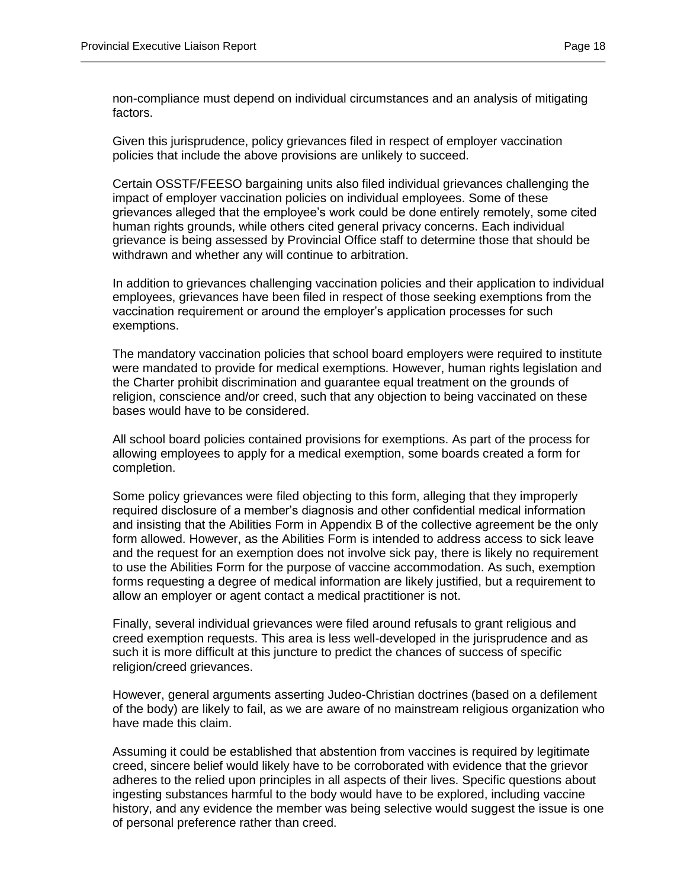non-compliance must depend on individual circumstances and an analysis of mitigating factors.

Given this jurisprudence, policy grievances filed in respect of employer vaccination policies that include the above provisions are unlikely to succeed.

Certain OSSTF/FEESO bargaining units also filed individual grievances challenging the impact of employer vaccination policies on individual employees. Some of these grievances alleged that the employee's work could be done entirely remotely, some cited human rights grounds, while others cited general privacy concerns. Each individual grievance is being assessed by Provincial Office staff to determine those that should be withdrawn and whether any will continue to arbitration.

In addition to grievances challenging vaccination policies and their application to individual employees, grievances have been filed in respect of those seeking exemptions from the vaccination requirement or around the employer's application processes for such exemptions.

The mandatory vaccination policies that school board employers were required to institute were mandated to provide for medical exemptions. However, human rights legislation and the Charter prohibit discrimination and guarantee equal treatment on the grounds of religion, conscience and/or creed, such that any objection to being vaccinated on these bases would have to be considered.

All school board policies contained provisions for exemptions. As part of the process for allowing employees to apply for a medical exemption, some boards created a form for completion.

Some policy grievances were filed objecting to this form, alleging that they improperly required disclosure of a member's diagnosis and other confidential medical information and insisting that the Abilities Form in Appendix B of the collective agreement be the only form allowed. However, as the Abilities Form is intended to address access to sick leave and the request for an exemption does not involve sick pay, there is likely no requirement to use the Abilities Form for the purpose of vaccine accommodation. As such, exemption forms requesting a degree of medical information are likely justified, but a requirement to allow an employer or agent contact a medical practitioner is not.

Finally, several individual grievances were filed around refusals to grant religious and creed exemption requests. This area is less well-developed in the jurisprudence and as such it is more difficult at this juncture to predict the chances of success of specific religion/creed grievances.

However, general arguments asserting Judeo-Christian doctrines (based on a defilement of the body) are likely to fail, as we are aware of no mainstream religious organization who have made this claim.

Assuming it could be established that abstention from vaccines is required by legitimate creed, sincere belief would likely have to be corroborated with evidence that the grievor adheres to the relied upon principles in all aspects of their lives. Specific questions about ingesting substances harmful to the body would have to be explored, including vaccine history, and any evidence the member was being selective would suggest the issue is one of personal preference rather than creed.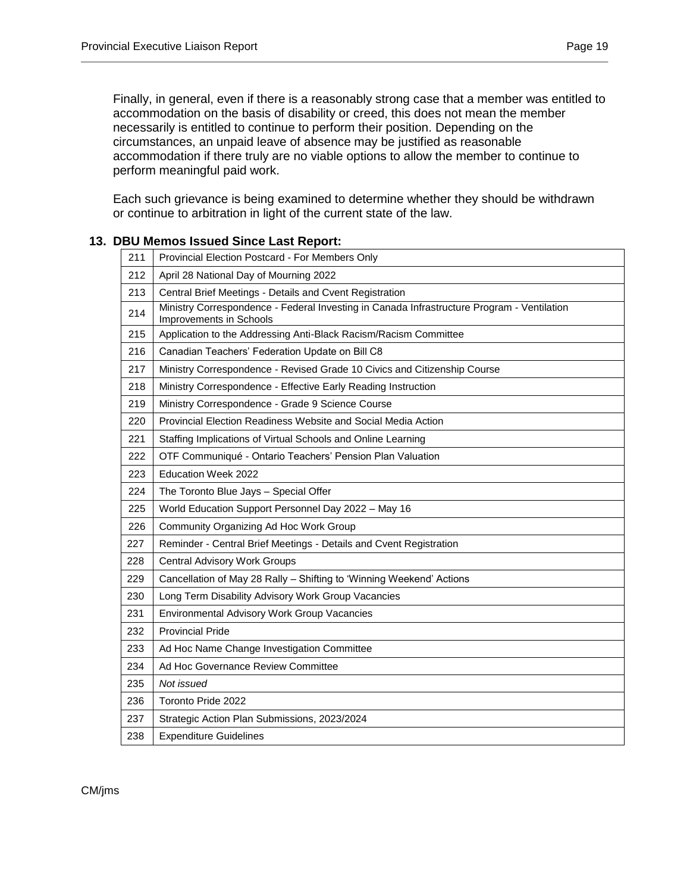Finally, in general, even if there is a reasonably strong case that a member was entitled to accommodation on the basis of disability or creed, this does not mean the member necessarily is entitled to continue to perform their position. Depending on the circumstances, an unpaid leave of absence may be justified as reasonable accommodation if there truly are no viable options to allow the member to continue to perform meaningful paid work.

Each such grievance is being examined to determine whether they should be withdrawn or continue to arbitration in light of the current state of the law.

## 13. DBU Memos Issued Since Last Report:

| | |
|---|---|
| 211 | Provincial Election Postcard - For Members Only |
| 212 | April 28 National Day of Mourning 2022 |
| 213 | Central Brief Meetings - Details and Cvent Registration |
| 214 | Ministry Correspondence - Federal Investing in Canada Infrastructure Program - Ventilation Improvements in Schools |
| 215 | Application to the Addressing Anti-Black Racism/Racism Committee |
| 216 | Canadian Teachers' Federation Update on Bill C8 |
| 217 | Ministry Correspondence - Revised Grade 10 Civics and Citizenship Course |
| 218 | Ministry Correspondence - Effective Early Reading Instruction |
| 219 | Ministry Correspondence - Grade 9 Science Course |
| 220 | Provincial Election Readiness Website and Social Media Action |
| 221 | Staffing Implications of Virtual Schools and Online Learning |
| 222 | OTF Communiqué - Ontario Teachers' Pension Plan Valuation |
| 223 | Education Week 2022 |
| 224 | The Toronto Blue Jays – Special Offer |
| 225 | World Education Support Personnel Day 2022 – May 16 |
| 226 | Community Organizing Ad Hoc Work Group |
| 227 | Reminder - Central Brief Meetings - Details and Cvent Registration |
| 228 | Central Advisory Work Groups |
| 229 | Cancellation of May 28 Rally – Shifting to 'Winning Weekend' Actions |
| 230 | Long Term Disability Advisory Work Group Vacancies |
| 231 | Environmental Advisory Work Group Vacancies |
| 232 | Provincial Pride |
| 233 | Ad Hoc Name Change Investigation Committee |
| 234 | Ad Hoc Governance Review Committee |
| 235 | *Not issued* |
| 236 | Toronto Pride 2022 |
| 237 | Strategic Action Plan Submissions, 2023/2024 |
| 238 | Expenditure Guidelines |

CM/jms